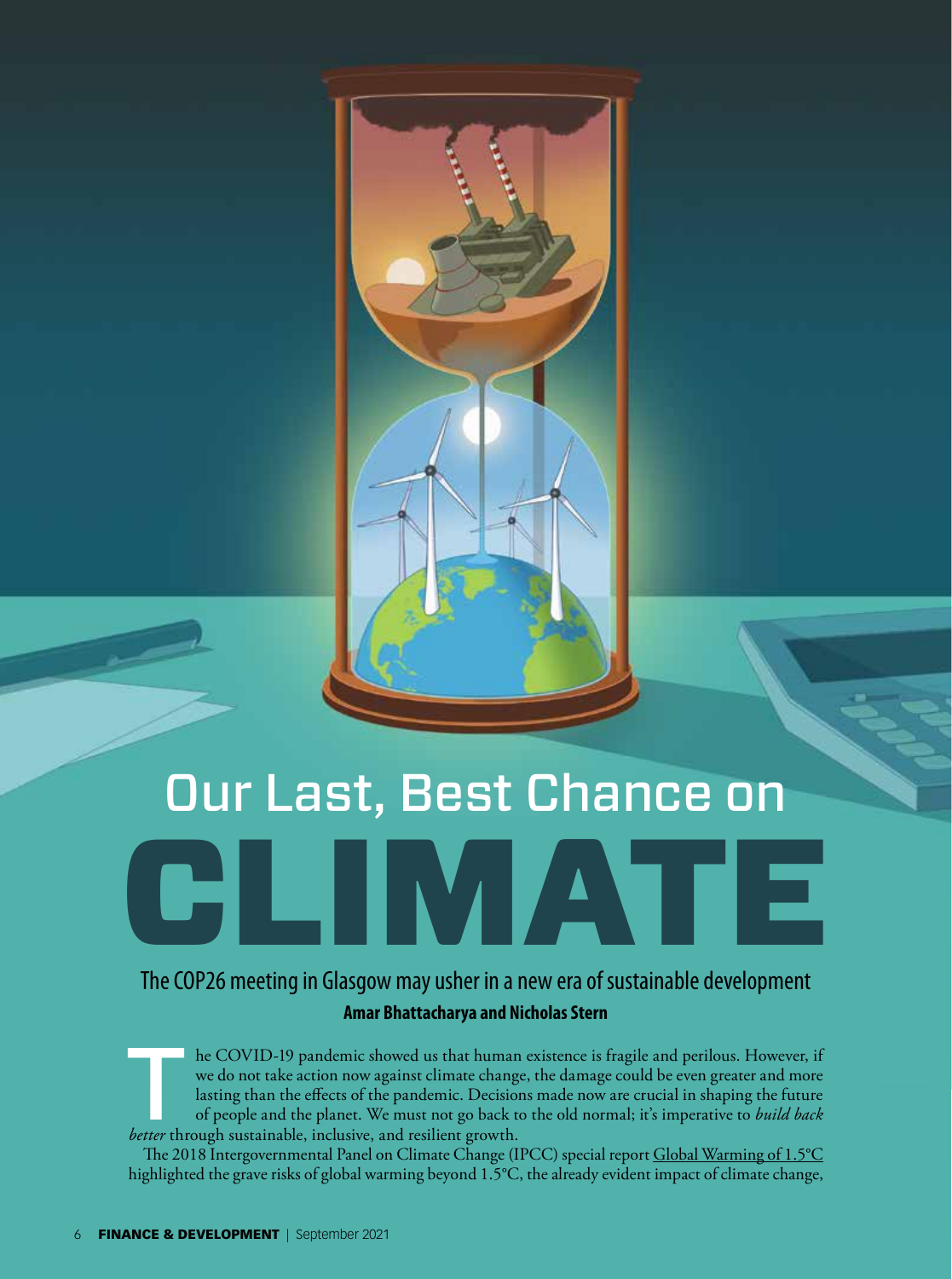# Our Last, Best Chance on CLIMATE

## The COP26 meeting in Glasgow may usher in a new era of sustainable development

**Amar Bhattacharya and Nicholas Stern**

The COVID-19 pandemic showed us that human existence is fragile and perilous. However, if we do not take action now against climate change, the damage could be even greater and more lasting than the effects of the pandemic. Decisions made now are crucial in shaping the future of people and the planet. We must not go back to the old normal; it's imperative to *build back better* through sustainable, inclusive, and resilient growth.

The 2018 Intergovernmental Panel on Climate Change (IPCC) special report Global Warming of 1.5°C highlighted the grave risks of global warming beyond 1.5°C, the already evident impact of climate change,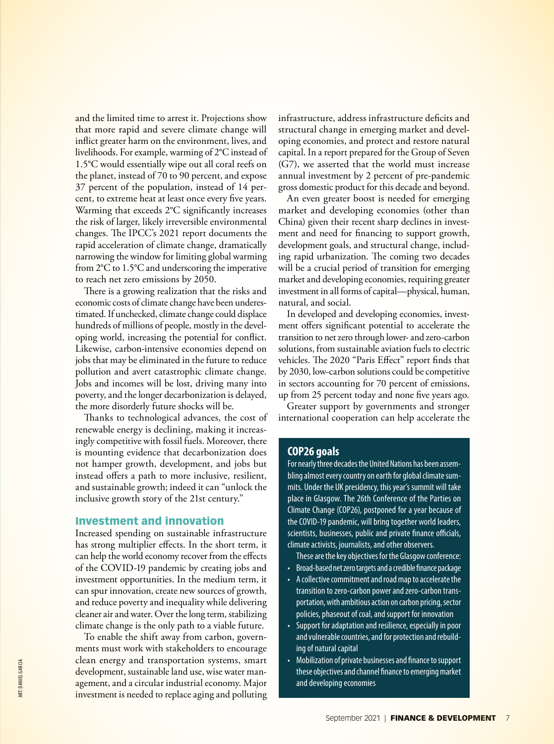and the limited time to arrest it. Projections show that more rapid and severe climate change will inflict greater harm on the environment, lives, and livelihoods. For example, warming of 2°C instead of 1.5°C would essentially wipe out all coral reefs on the planet, instead of 70 to 90 percent, and expose 37 percent of the population, instead of 14 percent, to extreme heat at least once every five years. Warming that exceeds 2°C significantly increases the risk of larger, likely irreversible environmental changes. The IPCC's 2021 report documents the rapid acceleration of climate change, dramatically narrowing the window for limiting global warming from 2°C to 1.5°C and underscoring the imperative to reach net zero emissions by 2050.

There is a growing realization that the risks and economic costs of climate change have been underestimated. If unchecked, climate change could displace hundreds of millions of people, mostly in the developing world, increasing the potential for conflict. Likewise, carbon-intensive economies depend on jobs that may be eliminated in the future to reduce pollution and avert catastrophic climate change. Jobs and incomes will be lost, driving many into poverty, and the longer decarbonization is delayed, the more disorderly future shocks will be.

Thanks to technological advances, the cost of renewable energy is declining, making it increasingly competitive with fossil fuels. Moreover, there is mounting evidence that decarbonization does not hamper growth, development, and jobs but instead offers a path to more inclusive, resilient, and sustainable growth; indeed it can "unlock the inclusive growth story of the 21st century."

## Investment and innovation

Increased spending on sustainable infrastructure has strong multiplier effects. In the short term, it can help the world economy recover from the effects of the COVID-19 pandemic by creating jobs and investment opportunities. In the medium term, it can spur innovation, create new sources of growth, and reduce poverty and inequality while delivering cleaner air and water. Over the long term, stabilizing climate change is the only path to a viable future.

To enable the shift away from carbon, governments must work with stakeholders to encourage clean energy and transportation systems, smart development, sustainable land use, wise water management, and a circular industrial economy. Major investment is needed to replace aging and polluting infrastructure, address infrastructure deficits and structural change in emerging market and developing economies, and protect and restore natural capital. In a report prepared for the Group of Seven (G7), we asserted that the world must increase annual investment by 2 percent of pre-pandemic gross domestic product for this decade and beyond.

An even greater boost is needed for emerging market and developing economies (other than China) given their recent sharp declines in investment and need for financing to support growth, development goals, and structural change, including rapid urbanization. The coming two decades will be a crucial period of transition for emerging market and developing economies, requiring greater investment in all forms of capital—physical, human, natural, and social.

In developed and developing economies, investment offers significant potential to accelerate the transition to net zero through lower- and zero-carbon solutions, from sustainable aviation fuels to electric vehicles. The 2020 "Paris Effect" report finds that by 2030, low-carbon solutions could be competitive in sectors accounting for 70 percent of emissions, up from 25 percent today and none five years ago.

Greater support by governments and stronger international cooperation can help accelerate the

### COP26 goals

For nearly three decades the United Nations has been assembling almost every country on earth for global climate summits. Under the UK presidency, this year's summit will take place in Glasgow. The 26th Conference of the Parties on Climate Change (COP26), postponed for a year because of the COVID-19 pandemic, will bring together world leaders, scientists, businesses, public and private finance officials, climate activists, journalists, and other observers.

These are the key objectives for the Glasgow conference:

- Broad-based net zero targets and a credible finance package
- A collective commitment and road map to accelerate the transition to zero-carbon power and zero-carbon transportation, with ambitious action on carbon pricing, sector policies, phaseout of coal, and support for innovation
- Support for adaptation and resilience, especially in poor and vulnerable countries, and for protection and rebuilding of natural capital
- Mobilization of private businesses and finance to support these objectives and channel finance to emerging market and developing economies

ART: DANIEL GARCIA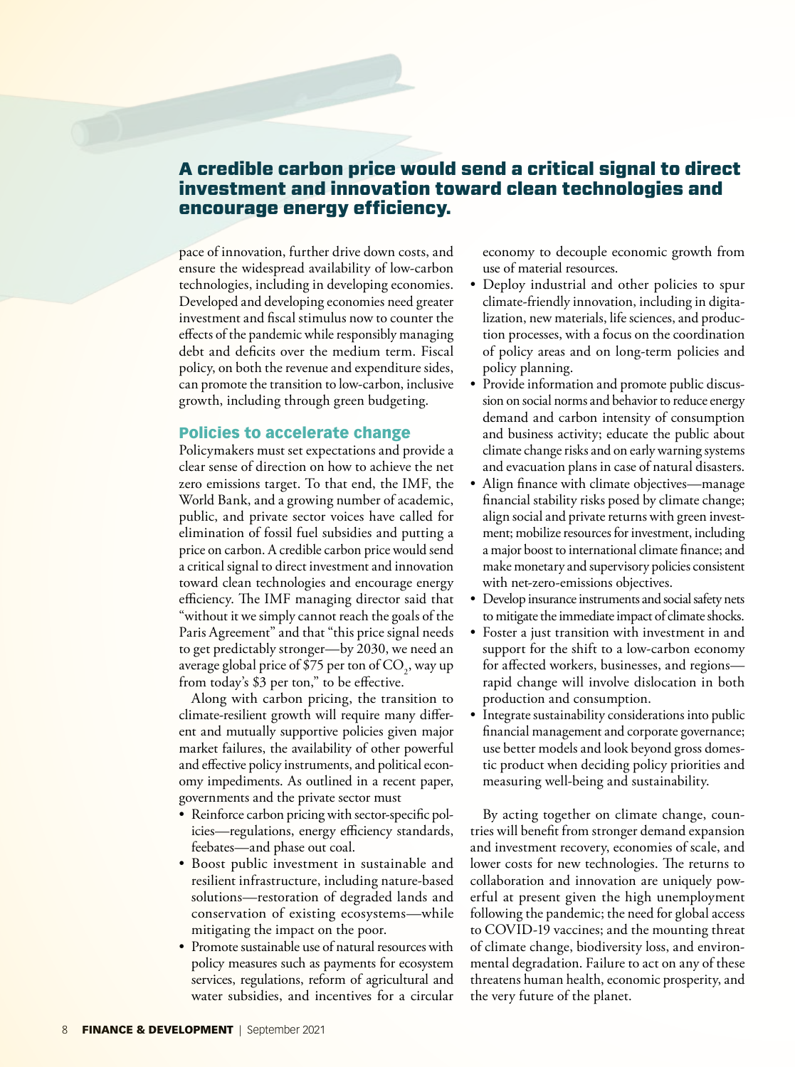**A credible carbon price would send a critical signal to direct investment and innovation toward clean technologies and encourage energy efficiency.**

pace of innovation, further drive down costs, and ensure the widespread availability of low-carbon technologies, including in developing economies. Developed and developing economies need greater investment and fiscal stimulus now to counter the effects of the pandemic while responsibly managing debt and deficits over the medium term. Fiscal policy, on both the revenue and expenditure sides, can promote the transition to low-carbon, inclusive growth, including through green budgeting.

## Policies to accelerate change

Policymakers must set expectations and provide a clear sense of direction on how to achieve the net zero emissions target. To that end, the IMF, the World Bank, and a growing number of academic, public, and private sector voices have called for elimination of fossil fuel subsidies and putting a price on carbon. A credible carbon price would send a critical signal to direct investment and innovation toward clean technologies and encourage energy efficiency. The IMF managing director said that "without it we simply cannot reach the goals of the Paris Agreement" and that "this price signal needs to get predictably stronger—by 2030, we need an average global price of \$75 per ton of $CO_2$, way up from today's \$3 per ton," to be effective.

Along with carbon pricing, the transition to climate-resilient growth will require many different and mutually supportive policies given major market failures, the availability of other powerful and effective policy instruments, and political economy impediments. As outlined in a recent paper, governments and the private sector must

- Reinforce carbon pricing with sector-specific policies—regulations, energy efficiency standards, feebates—and phase out coal.
- Boost public investment in sustainable and resilient infrastructure, including nature-based solutions—restoration of degraded lands and conservation of existing ecosystems—while mitigating the impact on the poor.
- Promote sustainable use of natural resources with policy measures such as payments for ecosystem services, regulations, reform of agricultural and water subsidies, and incentives for a circular economy to decouple economic growth from use of material resources.
- Deploy industrial and other policies to spur climate-friendly innovation, including in digitalization, new materials, life sciences, and production processes, with a focus on the coordination of policy areas and on long-term policies and policy planning.
- Provide information and promote public discussion on social norms and behavior to reduce energy demand and carbon intensity of consumption and business activity; educate the public about climate change risks and on early warning systems and evacuation plans in case of natural disasters.
- Align finance with climate objectives—manage financial stability risks posed by climate change; align social and private returns with green investment; mobilize resources for investment, including a major boost to international climate finance; and make monetary and supervisory policies consistent with net-zero-emissions objectives.
- Develop insurance instruments and social safety nets to mitigate the immediate impact of climate shocks.
- Foster a just transition with investment in and support for the shift to a low-carbon economy for affected workers, businesses, and regions—rapid change will involve dislocation in both production and consumption.
- Integrate sustainability considerations into public financial management and corporate governance; use better models and look beyond gross domestic product when deciding policy priorities and measuring well-being and sustainability.

By acting together on climate change, countries will benefit from stronger demand expansion and investment recovery, economies of scale, and lower costs for new technologies. The returns to collaboration and innovation are uniquely powerful at present given the high unemployment following the pandemic; the need for global access to COVID-19 vaccines; and the mounting threat of climate change, biodiversity loss, and environmental degradation. Failure to act on any of these threatens human health, economic prosperity, and the very future of the planet.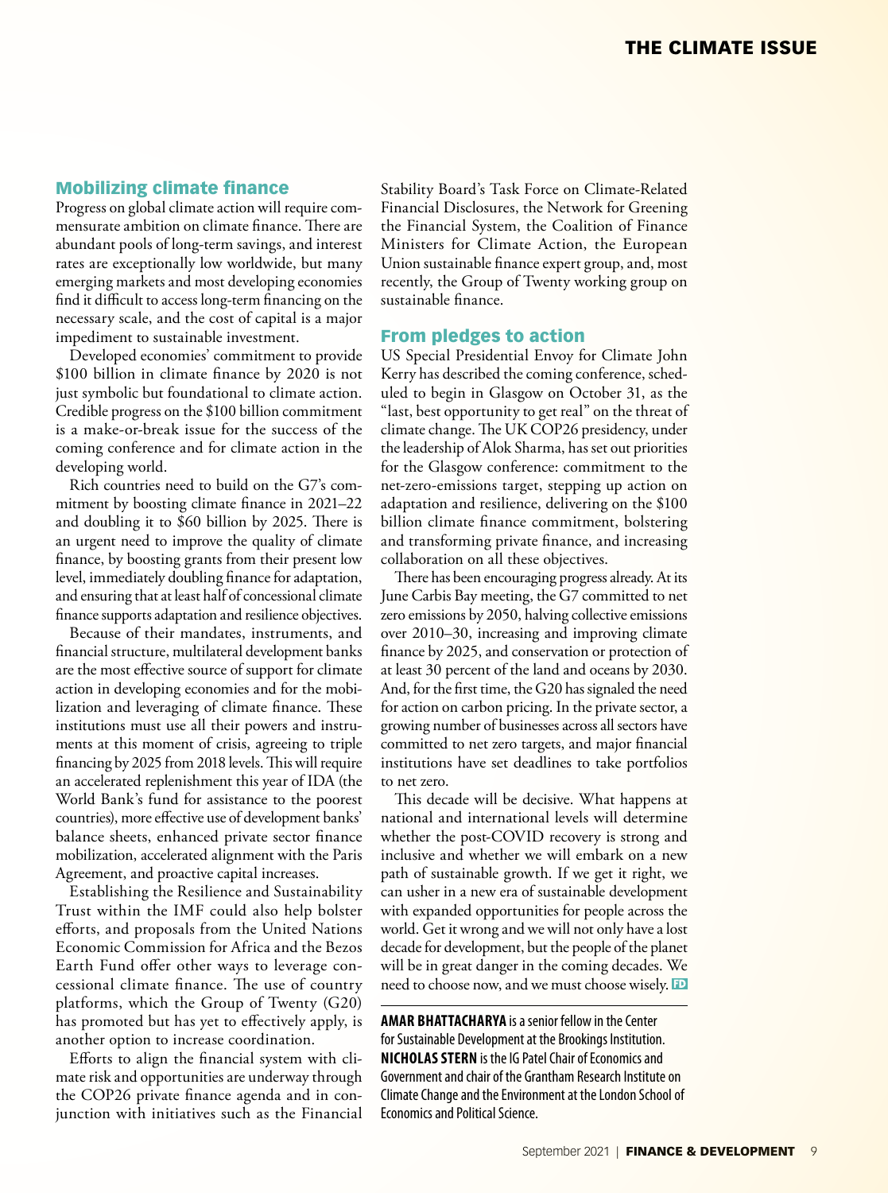## Mobilizing climate finance

Progress on global climate action will require commensurate ambition on climate finance. There are abundant pools of long-term savings, and interest rates are exceptionally low worldwide, but many emerging markets and most developing economies find it difficult to access long-term financing on the necessary scale, and the cost of capital is a major impediment to sustainable investment.

Developed economies' commitment to provide $100 billion in climate finance by 2020 is not just symbolic but foundational to climate action. Credible progress on the $100 billion commitment is a make-or-break issue for the success of the coming conference and for climate action in the developing world.

Rich countries need to build on the G7's commitment by boosting climate finance in 2021–22 and doubling it to $60 billion by 2025. There is an urgent need to improve the quality of climate finance, by boosting grants from their present low level, immediately doubling finance for adaptation, and ensuring that at least half of concessional climate finance supports adaptation and resilience objectives.

Because of their mandates, instruments, and financial structure, multilateral development banks are the most effective source of support for climate action in developing economies and for the mobilization and leveraging of climate finance. These institutions must use all their powers and instruments at this moment of crisis, agreeing to triple financing by 2025 from 2018 levels. This will require an accelerated replenishment this year of IDA (the World Bank's fund for assistance to the poorest countries), more effective use of development banks' balance sheets, enhanced private sector finance mobilization, accelerated alignment with the Paris Agreement, and proactive capital increases.

Establishing the Resilience and Sustainability Trust within the IMF could also help bolster efforts, and proposals from the United Nations Economic Commission for Africa and the Bezos Earth Fund offer other ways to leverage concessional climate finance. The use of country platforms, which the Group of Twenty (G20) has promoted but has yet to effectively apply, is another option to increase coordination.

Efforts to align the financial system with climate risk and opportunities are underway through the COP26 private finance agenda and in conjunction with initiatives such as the Financial Stability Board's Task Force on Climate-Related Financial Disclosures, the Network for Greening the Financial System, the Coalition of Finance Ministers for Climate Action, the European Union sustainable finance expert group, and, most recently, the Group of Twenty working group on sustainable finance.

## From pledges to action

US Special Presidential Envoy for Climate John Kerry has described the coming conference, scheduled to begin in Glasgow on October 31, as the "last, best opportunity to get real" on the threat of climate change. The UK COP26 presidency, under the leadership of Alok Sharma, has set out priorities for the Glasgow conference: commitment to the net-zero-emissions target, stepping up action on adaptation and resilience, delivering on the $100 billion climate finance commitment, bolstering and transforming private finance, and increasing collaboration on all these objectives.

There has been encouraging progress already. At its June Carbis Bay meeting, the G7 committed to net zero emissions by 2050, halving collective emissions over 2010–30, increasing and improving climate finance by 2025, and conservation or protection of at least 30 percent of the land and oceans by 2030. And, for the first time, the G20 has signaled the need for action on carbon pricing. In the private sector, a growing number of businesses across all sectors have committed to net zero targets, and major financial institutions have set deadlines to take portfolios to net zero.

This decade will be decisive. What happens at national and international levels will determine whether the post-COVID recovery is strong and inclusive and whether we will embark on a new path of sustainable growth. If we get it right, we can usher in a new era of sustainable development with expanded opportunities for people across the world. Get it wrong and we will not only have a lost decade for development, but the people of the planet will be in great danger in the coming decades. We need to choose now, and we must choose wisely.

**AMAR BHATTACHARYA** is a senior fellow in the Center for Sustainable Development at the Brookings Institution.
**NICHOLAS STERN** is the IG Patel Chair of Economics and Government and chair of the Grantham Research Institute on Climate Change and the Environment at the London School of Economics and Political Science.